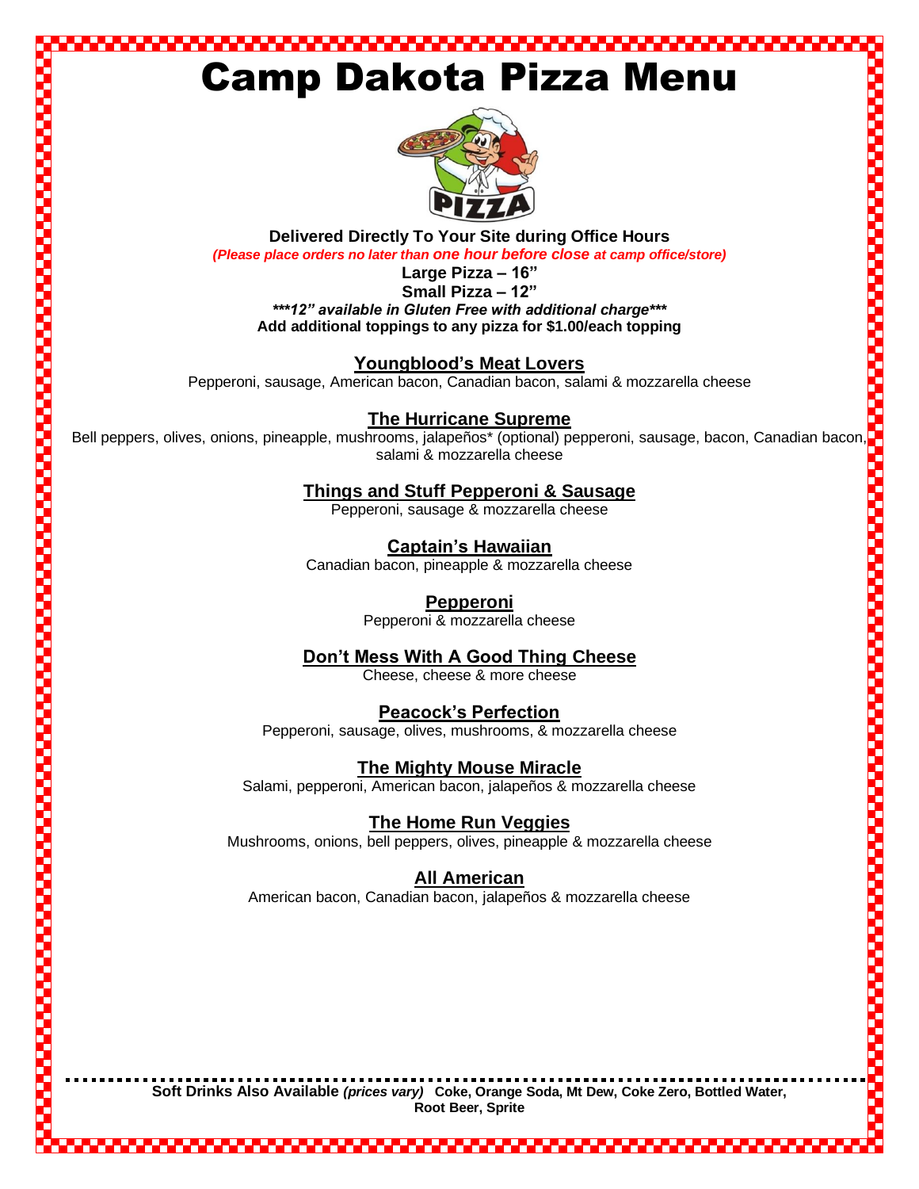# Camp Dakota Pizza Menu

**Delivered Directly To Your Site during Office Hours**

***(Please place orders no later than one hour before close at camp office/store)***

**Large Pizza – 16"**

**Small Pizza – 12"**

***\*\*\*12" available in Gluten Free with additional charge\*\*\****

**Add additional toppings to any pizza for $1.00/each topping**

## Youngblood's Meat Lovers

Pepperoni, sausage, American bacon, Canadian bacon, salami & mozzarella cheese

## The Hurricane Supreme

Bell peppers, olives, onions, pineapple, mushrooms, jalapeños* (optional) pepperoni, sausage, bacon, Canadian bacon, salami & mozzarella cheese

## Things and Stuff Pepperoni & Sausage

Pepperoni, sausage & mozzarella cheese

## Captain's Hawaiian

Canadian bacon, pineapple & mozzarella cheese

## Pepperoni

Pepperoni & mozzarella cheese

## Don't Mess With A Good Thing Cheese

Cheese, cheese & more cheese

## Peacock's Perfection

Pepperoni, sausage, olives, mushrooms, & mozzarella cheese

## The Mighty Mouse Miracle

Salami, pepperoni, American bacon, jalapeños & mozzarella cheese

## The Home Run Veggies

Mushrooms, onions, bell peppers, olives, pineapple & mozzarella cheese

## All American

American bacon, Canadian bacon, jalapeños & mozzarella cheese

---

**Soft Drinks Also Available** ***(prices vary)*** **Coke, Orange Soda, Mt Dew, Coke Zero, Bottled Water, Root Beer, Sprite**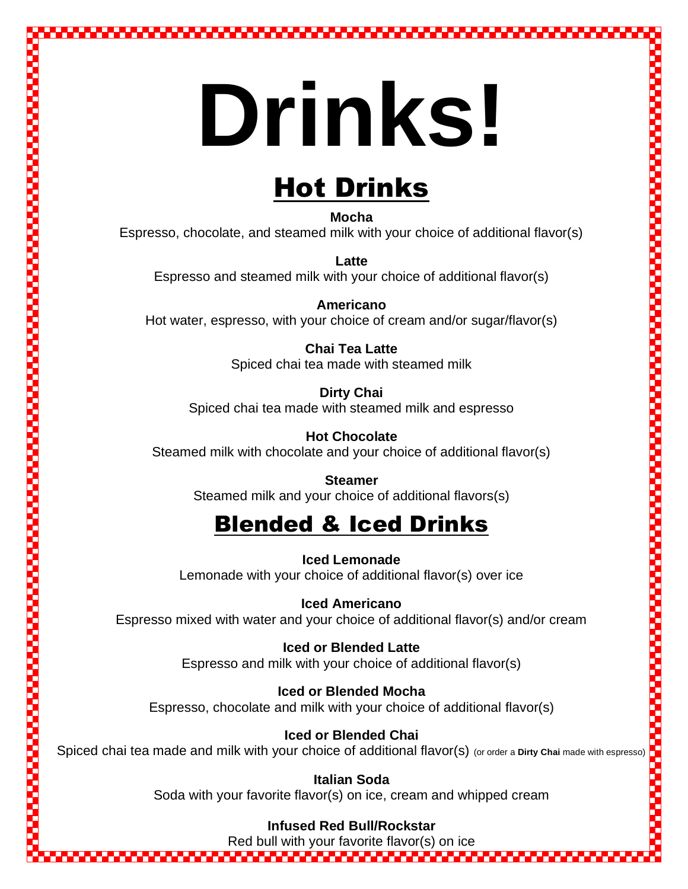# Drinks!

## Hot Drinks

**Mocha**
Espresso, chocolate, and steamed milk with your choice of additional flavor(s)

**Latte**
Espresso and steamed milk with your choice of additional flavor(s)

**Americano**
Hot water, espresso, with your choice of cream and/or sugar/flavor(s)

**Chai Tea Latte**
Spiced chai tea made with steamed milk

**Dirty Chai**
Spiced chai tea made with steamed milk and espresso

**Hot Chocolate**
Steamed milk with chocolate and your choice of additional flavor(s)

**Steamer**
Steamed milk and your choice of additional flavors(s)

## Blended & Iced Drinks

**Iced Lemonade**
Lemonade with your choice of additional flavor(s) over ice

**Iced Americano**
Espresso mixed with water and your choice of additional flavor(s) and/or cream

**Iced or Blended Latte**
Espresso and milk with your choice of additional flavor(s)

**Iced or Blended Mocha**
Espresso, chocolate and milk with your choice of additional flavor(s)

**Iced or Blended Chai**
Spiced chai tea made and milk with your choice of additional flavor(s) (or order a **Dirty Chai** made with espresso)

**Italian Soda**
Soda with your favorite flavor(s) on ice, cream and whipped cream

**Infused Red Bull/Rockstar**
Red bull with your favorite flavor(s) on ice